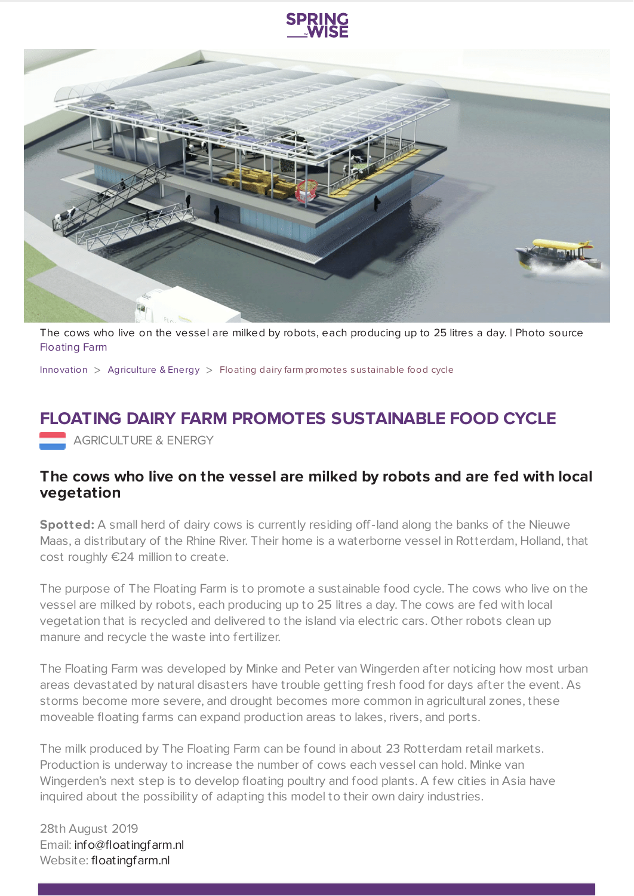The cows who live on the vessel are milked by robots, each producing up to 25 litres a day. | Photo source Floating Farm

Innovation > Agriculture & Energy > Floating dairy farm promotes sustainable food cycle

# FLOATING DAIRY FARM PROMOTES SUSTAINABLE FOOD CYCLE

AGRICULTURE & ENERGY

### The cows who live on the vessel are milked by robots and are fed with local vegetation

**Spotted:** A small herd of dairy cows is currently residing off-land along the banks of the Nieuwe Maas, a distributary of the Rhine River. Their home is a waterborne vessel in Rotterdam, Holland, that cost roughly €24 million to create.

The purpose of The Floating Farm is to promote a sustainable food cycle. The cows who live on the vessel are milked by robots, each producing up to 25 litres a day. The cows are fed with local vegetation that is recycled and delivered to the island via electric cars. Other robots clean up manure and recycle the waste into fertilizer.

The Floating Farm was developed by Minke and Peter van Wingerden after noticing how most urban areas devastated by natural disasters have trouble getting fresh food for days after the event. As storms become more severe, and drought becomes more common in agricultural zones, these moveable floating farms can expand production areas to lakes, rivers, and ports.

The milk produced by The Floating Farm can be found in about 23 Rotterdam retail markets. Production is underway to increase the number of cows each vessel can hold. Minke van Wingerden's next step is to develop floating poultry and food plants. A few cities in Asia have inquired about the possibility of adapting this model to their own dairy industries.

28th August 2019
Email: info@floatingfarm.nl
Website: floatingfarm.nl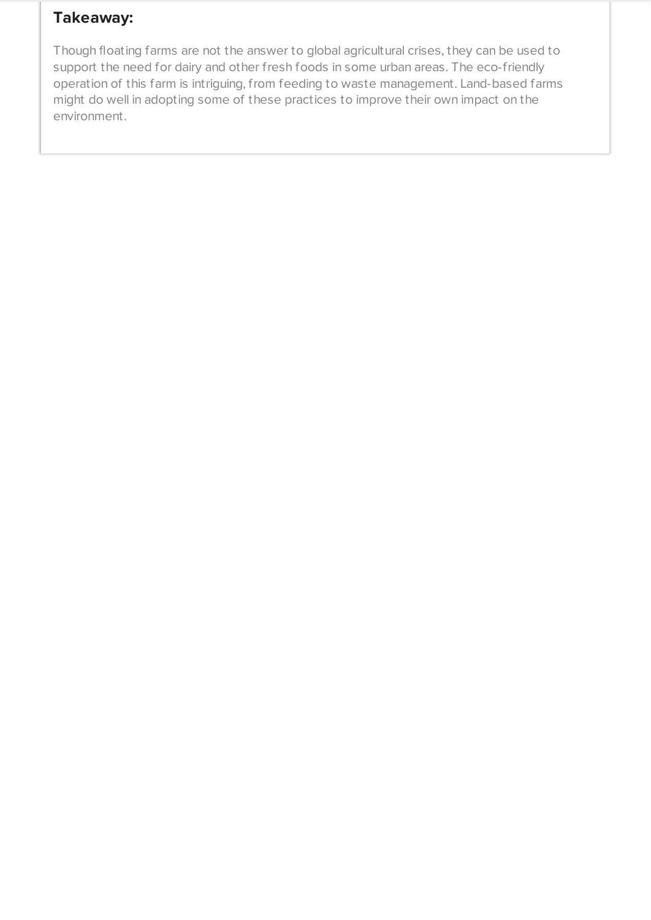**Takeaway:**

Though floating farms are not the answer to global agricultural crises, they can be used to support the need for dairy and other fresh foods in some urban areas. The eco-friendly operation of this farm is intriguing, from feeding to waste management. Land-based farms might do well in adopting some of these practices to improve their own impact on the environment.